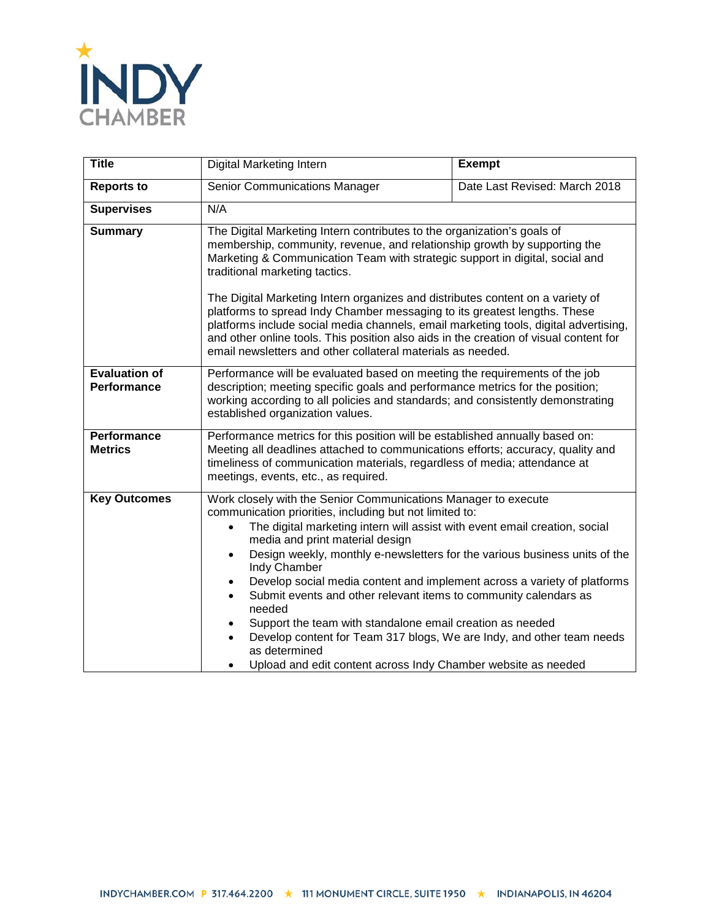INDY CHAMBER

| Title | Digital Marketing Intern | Exempt |
|---|---|---|
| Reports to | Senior Communications Manager | Date Last Revised: March 2018 |
| Supervises | N/A | |
| Summary | The Digital Marketing Intern contributes to the organization's goals of membership, community, revenue, and relationship growth by supporting the Marketing & Communication Team with strategic support in digital, social and traditional marketing tactics.<br><br>The Digital Marketing Intern organizes and distributes content on a variety of platforms to spread Indy Chamber messaging to its greatest lengths. These platforms include social media channels, email marketing tools, digital advertising, and other online tools. This position also aids in the creation of visual content for email newsletters and other collateral materials as needed. | |
| Evaluation of Performance | Performance will be evaluated based on meeting the requirements of the job description; meeting specific goals and performance metrics for the position; working according to all policies and standards; and consistently demonstrating established organization values. | |
| Performance Metrics | Performance metrics for this position will be established annually based on: Meeting all deadlines attached to communications efforts; accuracy, quality and timeliness of communication materials, regardless of media; attendance at meetings, events, etc., as required. | |
| Key Outcomes | Work closely with the Senior Communications Manager to execute communication priorities, including but not limited to:<br>• The digital marketing intern will assist with event email creation, social media and print material design<br>• Design weekly, monthly e-newsletters for the various business units of the Indy Chamber<br>• Develop social media content and implement across a variety of platforms<br>• Submit events and other relevant items to community calendars as needed<br>• Support the team with standalone email creation as needed<br>• Develop content for Team 317 blogs, We are Indy, and other team needs as determined<br>• Upload and edit content across Indy Chamber website as needed | |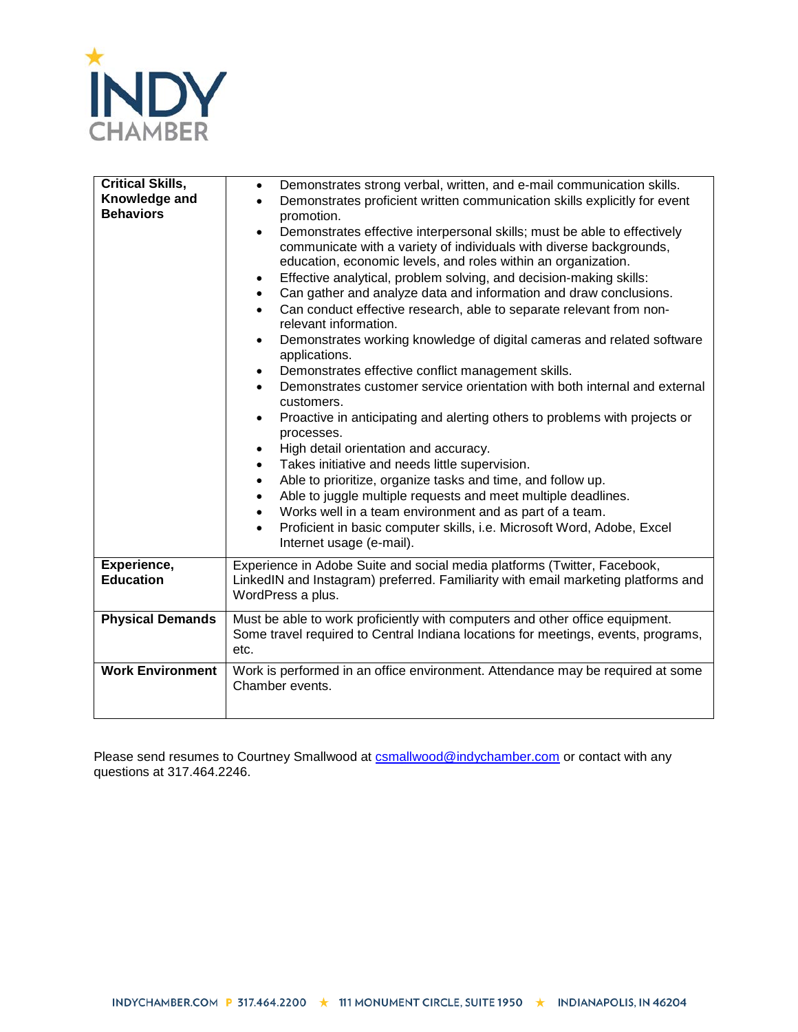| | |
|---|---|
| **Critical Skills, Knowledge and Behaviors** | • Demonstrates strong verbal, written, and e-mail communication skills.<br>• Demonstrates proficient written communication skills explicitly for event promotion.<br>• Demonstrates effective interpersonal skills; must be able to effectively communicate with a variety of individuals with diverse backgrounds, education, economic levels, and roles within an organization.<br>• Effective analytical, problem solving, and decision-making skills:<br>• Can gather and analyze data and information and draw conclusions.<br>• Can conduct effective research, able to separate relevant from non-relevant information.<br>• Demonstrates working knowledge of digital cameras and related software applications.<br>• Demonstrates effective conflict management skills.<br>• Demonstrates customer service orientation with both internal and external customers.<br>• Proactive in anticipating and alerting others to problems with projects or processes.<br>• High detail orientation and accuracy.<br>• Takes initiative and needs little supervision.<br>• Able to prioritize, organize tasks and time, and follow up.<br>• Able to juggle multiple requests and meet multiple deadlines.<br>• Works well in a team environment and as part of a team.<br>• Proficient in basic computer skills, i.e. Microsoft Word, Adobe, Excel Internet usage (e-mail). |
| **Experience, Education** | Experience in Adobe Suite and social media platforms (Twitter, Facebook, LinkedIN and Instagram) preferred. Familiarity with email marketing platforms and WordPress a plus. |
| **Physical Demands** | Must be able to work proficiently with computers and other office equipment. Some travel required to Central Indiana locations for meetings, events, programs, etc. |
| **Work Environment** | Work is performed in an office environment. Attendance may be required at some Chamber events. |

Please send resumes to Courtney Smallwood at csmallwood@indychamber.com or contact with any questions at 317.464.2246.